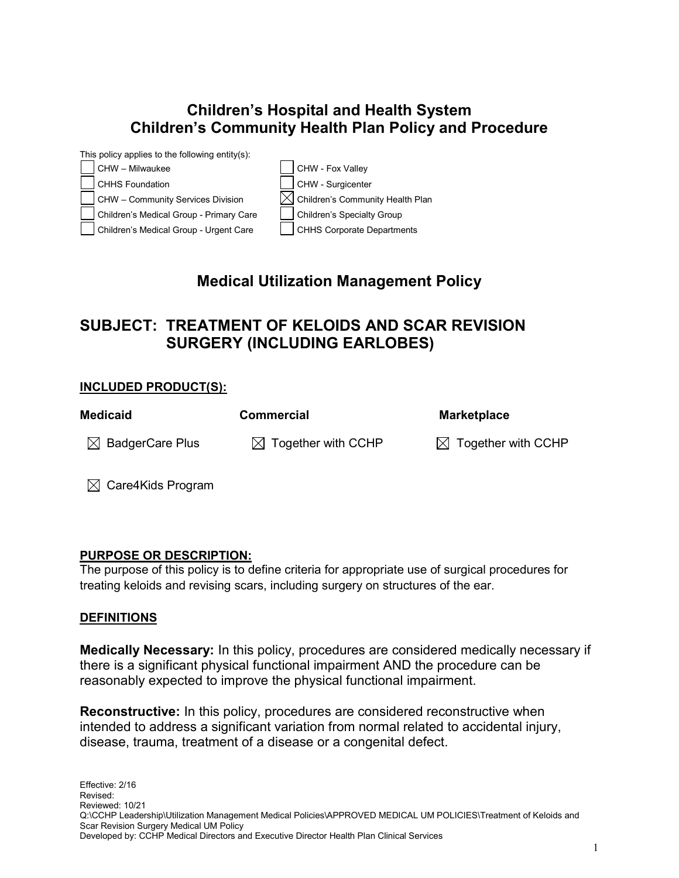# Children's Hospital and Health System
# Children's Community Health Plan Policy and Procedure

This policy applies to the following entity(s):

| | |
|---|---|
| ☐ CHW – Milwaukee | ☐ CHW - Fox Valley |
| ☐ CHHS Foundation | ☐ CHW - Surgicenter |
| ☐ CHW – Community Services Division | ☒ Children's Community Health Plan |
| ☐ Children's Medical Group - Primary Care | ☐ Children's Specialty Group |
| ☐ Children's Medical Group - Urgent Care | ☐ CHHS Corporate Departments |

## Medical Utilization Management Policy

## SUBJECT: TREATMENT OF KELOIDS AND SCAR REVISION SURGERY (INCLUDING EARLOBES)

**INCLUDED PRODUCT(S):**

| Medicaid | Commercial | Marketplace |
|---|---|---|
| ☒ BadgerCare Plus | ☒ Together with CCHP | ☒ Together with CCHP |
| ☒ Care4Kids Program | | |

**PURPOSE OR DESCRIPTION:**

The purpose of this policy is to define criteria for appropriate use of surgical procedures for treating keloids and revising scars, including surgery on structures of the ear.

**DEFINITIONS**

**Medically Necessary:** In this policy, procedures are considered medically necessary if there is a significant physical functional impairment AND the procedure can be reasonably expected to improve the physical functional impairment.

**Reconstructive:** In this policy, procedures are considered reconstructive when intended to address a significant variation from normal related to accidental injury, disease, trauma, treatment of a disease or a congenital defect.

Effective: 2/16
Revised:
Reviewed: 10/21
Q:\CCHP Leadership\Utilization Management Medical Policies\APPROVED MEDICAL UM POLICIES\Treatment of Keloids and Scar Revision Surgery Medical UM Policy
Developed by: CCHP Medical Directors and Executive Director Health Plan Clinical Services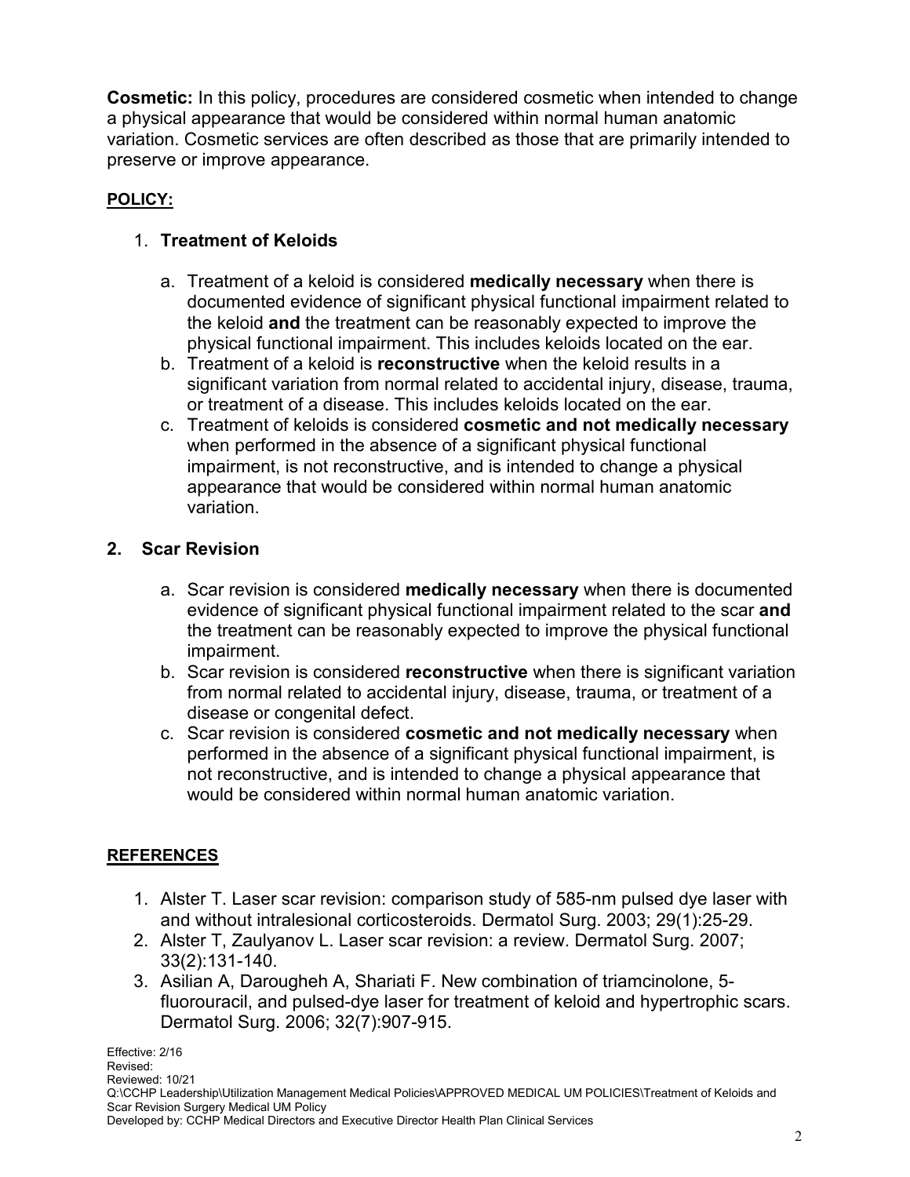**Cosmetic:** In this policy, procedures are considered cosmetic when intended to change a physical appearance that would be considered within normal human anatomic variation. Cosmetic services are often described as those that are primarily intended to preserve or improve appearance.

## POLICY:

1. **Treatment of Keloids**

   a. Treatment of a keloid is considered **medically necessary** when there is documented evidence of significant physical functional impairment related to the keloid **and** the treatment can be reasonably expected to improve the physical functional impairment. This includes keloids located on the ear.
   b. Treatment of a keloid is **reconstructive** when the keloid results in a significant variation from normal related to accidental injury, disease, trauma, or treatment of a disease. This includes keloids located on the ear.
   c. Treatment of keloids is considered **cosmetic and not medically necessary** when performed in the absence of a significant physical functional impairment, is not reconstructive, and is intended to change a physical appearance that would be considered within normal human anatomic variation.

2. **Scar Revision**

   a. Scar revision is considered **medically necessary** when there is documented evidence of significant physical functional impairment related to the scar **and** the treatment can be reasonably expected to improve the physical functional impairment.
   b. Scar revision is considered **reconstructive** when there is significant variation from normal related to accidental injury, disease, trauma, or treatment of a disease or congenital defect.
   c. Scar revision is considered **cosmetic and not medically necessary** when performed in the absence of a significant physical functional impairment, is not reconstructive, and is intended to change a physical appearance that would be considered within normal human anatomic variation.

## REFERENCES

1. Alster T. Laser scar revision: comparison study of 585-nm pulsed dye laser with and without intralesional corticosteroids. Dermatol Surg. 2003; 29(1):25-29.
2. Alster T, Zaulyanov L. Laser scar revision: a review. Dermatol Surg. 2007; 33(2):131-140.
3. Asilian A, Darougheh A, Shariati F. New combination of triamcinolone, 5-fluorouracil, and pulsed-dye laser for treatment of keloid and hypertrophic scars. Dermatol Surg. 2006; 32(7):907-915.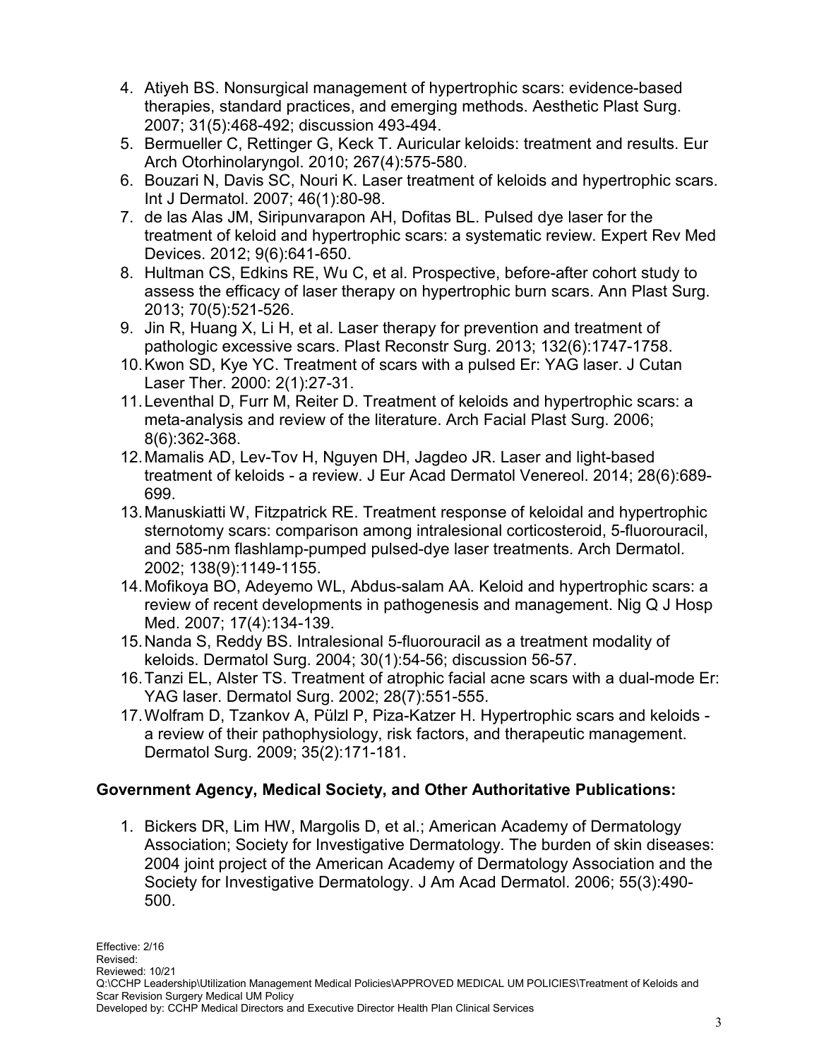4. Atiyeh BS. Nonsurgical management of hypertrophic scars: evidence-based therapies, standard practices, and emerging methods. Aesthetic Plast Surg. 2007; 31(5):468-492; discussion 493-494.
5. Bermueller C, Rettinger G, Keck T. Auricular keloids: treatment and results. Eur Arch Otorhinolaryngol. 2010; 267(4):575-580.
6. Bouzari N, Davis SC, Nouri K. Laser treatment of keloids and hypertrophic scars. Int J Dermatol. 2007; 46(1):80-98.
7. de las Alas JM, Siripunvarapon AH, Dofitas BL. Pulsed dye laser for the treatment of keloid and hypertrophic scars: a systematic review. Expert Rev Med Devices. 2012; 9(6):641-650.
8. Hultman CS, Edkins RE, Wu C, et al. Prospective, before-after cohort study to assess the efficacy of laser therapy on hypertrophic burn scars. Ann Plast Surg. 2013; 70(5):521-526.
9. Jin R, Huang X, Li H, et al. Laser therapy for prevention and treatment of pathologic excessive scars. Plast Reconstr Surg. 2013; 132(6):1747-1758.
10. Kwon SD, Kye YC. Treatment of scars with a pulsed Er: YAG laser. J Cutan Laser Ther. 2000: 2(1):27-31.
11. Leventhal D, Furr M, Reiter D. Treatment of keloids and hypertrophic scars: a meta-analysis and review of the literature. Arch Facial Plast Surg. 2006; 8(6):362-368.
12. Mamalis AD, Lev-Tov H, Nguyen DH, Jagdeo JR. Laser and light-based treatment of keloids - a review. J Eur Acad Dermatol Venereol. 2014; 28(6):689-699.
13. Manuskiatti W, Fitzpatrick RE. Treatment response of keloidal and hypertrophic sternotomy scars: comparison among intralesional corticosteroid, 5-fluorouracil, and 585-nm flashlamp-pumped pulsed-dye laser treatments. Arch Dermatol. 2002; 138(9):1149-1155.
14. Mofikoya BO, Adeyemo WL, Abdus-salam AA. Keloid and hypertrophic scars: a review of recent developments in pathogenesis and management. Nig Q J Hosp Med. 2007; 17(4):134-139.
15. Nanda S, Reddy BS. Intralesional 5-fluorouracil as a treatment modality of keloids. Dermatol Surg. 2004; 30(1):54-56; discussion 56-57.
16. Tanzi EL, Alster TS. Treatment of atrophic facial acne scars with a dual-mode Er: YAG laser. Dermatol Surg. 2002; 28(7):551-555.
17. Wolfram D, Tzankov A, Pülzl P, Piza-Katzer H. Hypertrophic scars and keloids - a review of their pathophysiology, risk factors, and therapeutic management. Dermatol Surg. 2009; 35(2):171-181.

**Government Agency, Medical Society, and Other Authoritative Publications:**

1. Bickers DR, Lim HW, Margolis D, et al.; American Academy of Dermatology Association; Society for Investigative Dermatology. The burden of skin diseases: 2004 joint project of the American Academy of Dermatology Association and the Society for Investigative Dermatology. J Am Acad Dermatol. 2006; 55(3):490-500.

Effective: 2/16
Revised:
Reviewed: 10/21
Q:\CCHP Leadership\Utilization Management Medical Policies\APPROVED MEDICAL UM POLICIES\Treatment of Keloids and Scar Revision Surgery Medical UM Policy
Developed by: CCHP Medical Directors and Executive Director Health Plan Clinical Services